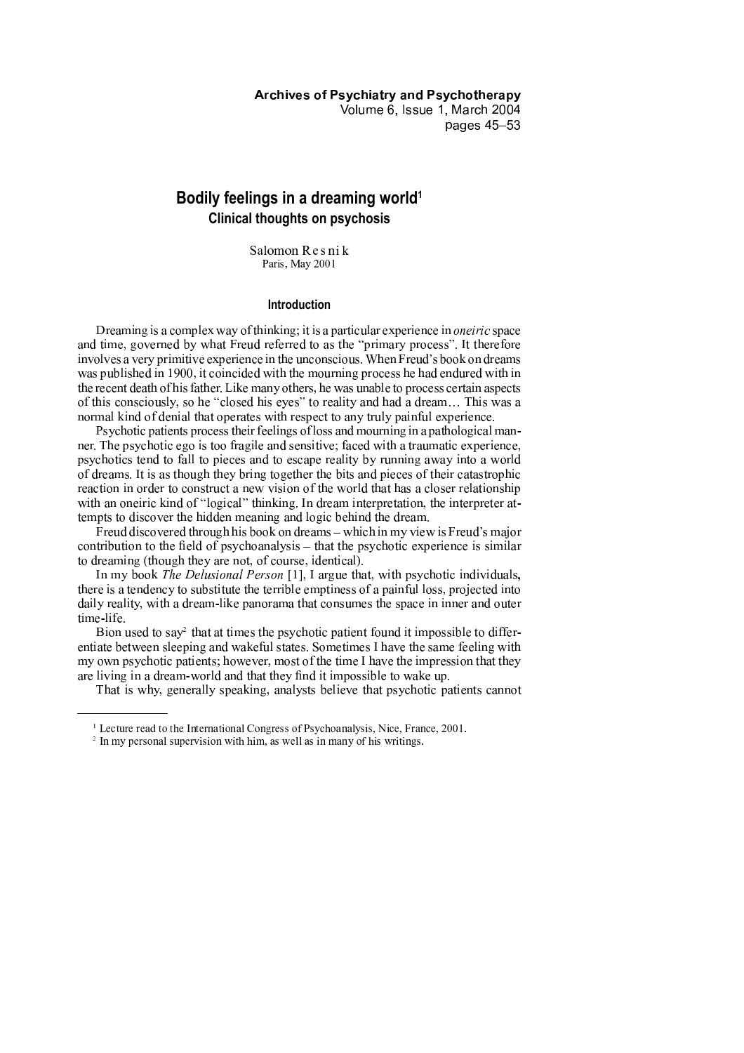# Bodily feelings in a dreaming world[1]

## Clinical thoughts on psychosis

Salomon Resnik
Paris, May 2001

### Introduction

Dreaming is a complex way of thinking; it is a particular experience in *oneiric* space and time, governed by what Freud referred to as the "primary process". It therefore involves a very primitive experience in the unconscious. When Freud's book on dreams was published in 1900, it coincided with the mourning process he had endured with in the recent death of his father. Like many others, he was unable to process certain aspects of this consciously, so he "closed his eyes" to reality and had a dream… This was a normal kind of denial that operates with respect to any truly painful experience.

Psychotic patients process their feelings of loss and mourning in a pathological manner. The psychotic ego is too fragile and sensitive; faced with a traumatic experience, psychotics tend to fall to pieces and to escape reality by running away into a world of dreams. It is as though they bring together the bits and pieces of their catastrophic reaction in order to construct a new vision of the world that has a closer relationship with an oneiric kind of "logical" thinking. In dream interpretation, the interpreter attempts to discover the hidden meaning and logic behind the dream.

Freud discovered through his book on dreams – which in my view is Freud's major contribution to the field of psychoanalysis – that the psychotic experience is similar to dreaming (though they are not, of course, identical).

In my book *The Delusional Person* [1], I argue that, with psychotic individuals, there is a tendency to substitute the terrible emptiness of a painful loss, projected into daily reality, with a dream-like panorama that consumes the space in inner and outer time-life.

Bion used to say[2] that at times the psychotic patient found it impossible to differentiate between sleeping and wakeful states. Sometimes I have the same feeling with my own psychotic patients; however, most of the time I have the impression that they are living in a dream-world and that they find it impossible to wake up.

That is why, generally speaking, analysts believe that psychotic patients cannot

---

[1] Lecture read to the International Congress of Psychoanalysis, Nice, France, 2001.

[2] In my personal supervision with him, as well as in many of his writings.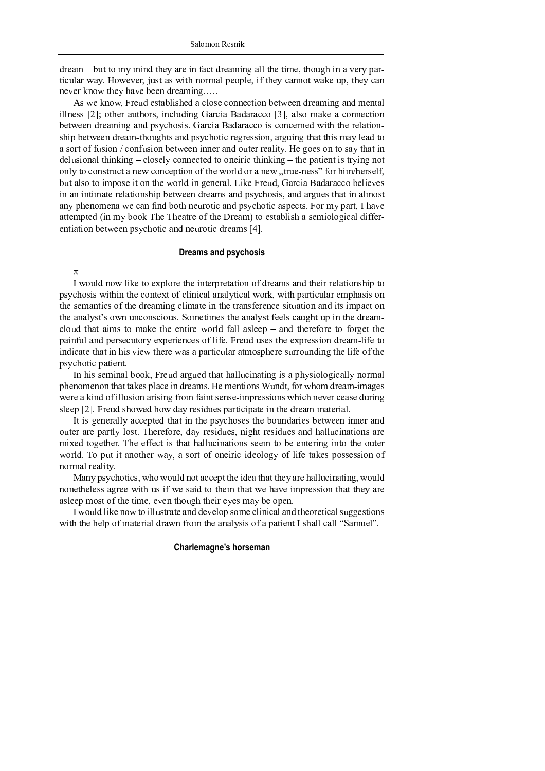dream – but to my mind they are in fact dreaming all the time, though in a very particular way. However, just as with normal people, if they cannot wake up, they can never know they have been dreaming…..

As we know, Freud established a close connection between dreaming and mental illness [2]; other authors, including Garcia Badaracco [3], also make a connection between dreaming and psychosis. Garcia Badaracco is concerned with the relationship between dream-thoughts and psychotic regression, arguing that this may lead to a sort of fusion / confusion between inner and outer reality. He goes on to say that in delusional thinking – closely connected to oneiric thinking – the patient is trying not only to construct a new conception of the world or a new „true-ness" for him/herself, but also to impose it on the world in general. Like Freud, Garcia Badaracco believes in an intimate relationship between dreams and psychosis, and argues that in almost any phenomena we can find both neurotic and psychotic aspects. For my part, I have attempted (in my book The Theatre of the Dream) to establish a semiological differentiation between psychotic and neurotic dreams [4].

## Dreams and psychosis

π

I would now like to explore the interpretation of dreams and their relationship to psychosis within the context of clinical analytical work, with particular emphasis on the semantics of the dreaming climate in the transference situation and its impact on the analyst's own unconscious. Sometimes the analyst feels caught up in the dream-cloud that aims to make the entire world fall asleep – and therefore to forget the painful and persecutory experiences of life. Freud uses the expression dream-life to indicate that in his view there was a particular atmosphere surrounding the life of the psychotic patient.

In his seminal book, Freud argued that hallucinating is a physiologically normal phenomenon that takes place in dreams. He mentions Wundt, for whom dream-images were a kind of illusion arising from faint sense-impressions which never cease during sleep [2]. Freud showed how day residues participate in the dream material.

It is generally accepted that in the psychoses the boundaries between inner and outer are partly lost. Therefore, day residues, night residues and hallucinations are mixed together. The effect is that hallucinations seem to be entering into the outer world. To put it another way, a sort of oneiric ideology of life takes possession of normal reality.

Many psychotics, who would not accept the idea that they are hallucinating, would nonetheless agree with us if we said to them that we have impression that they are asleep most of the time, even though their eyes may be open.

I would like now to illustrate and develop some clinical and theoretical suggestions with the help of material drawn from the analysis of a patient I shall call "Samuel".

## Charlemagne's horseman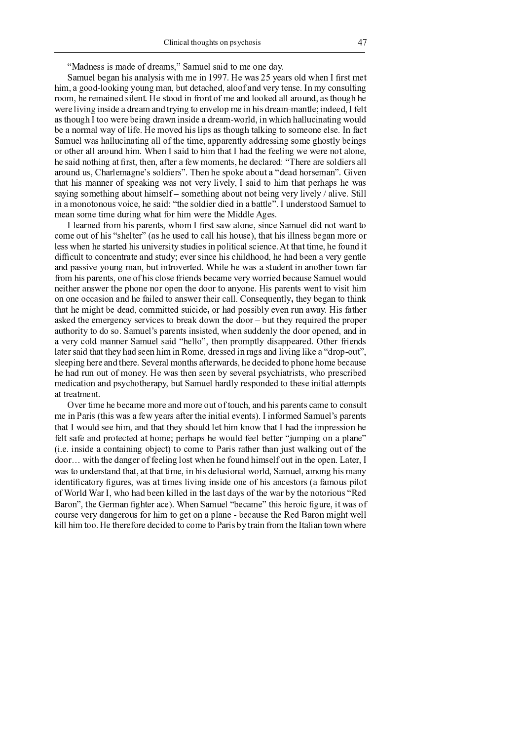"Madness is made of dreams," Samuel said to me one day.

Samuel began his analysis with me in 1997. He was 25 years old when I first met him, a good-looking young man, but detached, aloof and very tense. In my consulting room, he remained silent. He stood in front of me and looked all around, as though he were living inside a dream and trying to envelop me in his dream-mantle; indeed, I felt as though I too were being drawn inside a dream-world, in which hallucinating would be a normal way of life. He moved his lips as though talking to someone else. In fact Samuel was hallucinating all of the time, apparently addressing some ghostly beings or other all around him. When I said to him that I had the feeling we were not alone, he said nothing at first, then, after a few moments, he declared: "There are soldiers all around us, Charlemagne's soldiers". Then he spoke about a "dead horseman". Given that his manner of speaking was not very lively, I said to him that perhaps he was saying something about himself – something about not being very lively / alive. Still in a monotonous voice, he said: "the soldier died in a battle". I understood Samuel to mean some time during what for him were the Middle Ages.

I learned from his parents, whom I first saw alone, since Samuel did not want to come out of his "shelter" (as he used to call his house), that his illness began more or less when he started his university studies in political science. At that time, he found it difficult to concentrate and study; ever since his childhood, he had been a very gentle and passive young man, but introverted. While he was a student in another town far from his parents, one of his close friends became very worried because Samuel would neither answer the phone nor open the door to anyone. His parents went to visit him on one occasion and he failed to answer their call. Consequently**,** they began to think that he might be dead, committed suicide**,** or had possibly even run away. His father asked the emergency services to break down the door – but they required the proper authority to do so. Samuel's parents insisted, when suddenly the door opened, and in a very cold manner Samuel said "hello", then promptly disappeared. Other friends later said that they had seen him in Rome, dressed in rags and living like a "drop-out", sleeping here and there. Several months afterwards, he decided to phone home because he had run out of money. He was then seen by several psychiatrists, who prescribed medication and psychotherapy, but Samuel hardly responded to these initial attempts at treatment.

Over time he became more and more out of touch, and his parents came to consult me in Paris (this was a few years after the initial events). I informed Samuel's parents that I would see him, and that they should let him know that I had the impression he felt safe and protected at home; perhaps he would feel better "jumping on a plane" (i.e. inside a containing object) to come to Paris rather than just walking out of the door… with the danger of feeling lost when he found himself out in the open. Later, I was to understand that, at that time, in his delusional world, Samuel, among his many identificatory figures, was at times living inside one of his ancestors (a famous pilot of World War I, who had been killed in the last days of the war by the notorious "Red Baron", the German fighter ace). When Samuel "became" this heroic figure, it was of course very dangerous for him to get on a plane - because the Red Baron might well kill him too. He therefore decided to come to Paris by train from the Italian town where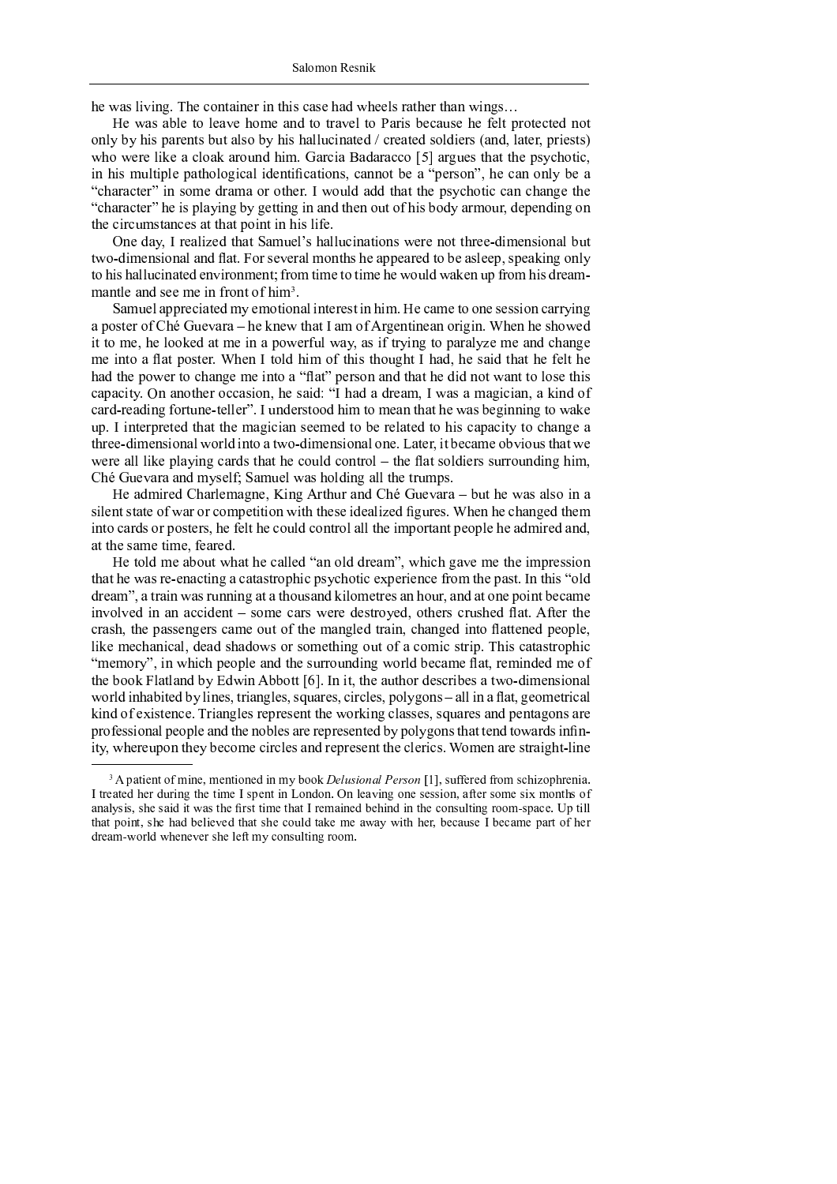he was living. The container in this case had wheels rather than wings…

He was able to leave home and to travel to Paris because he felt protected not only by his parents but also by his hallucinated / created soldiers (and, later, priests) who were like a cloak around him. Garcia Badaracco [5] argues that the psychotic, in his multiple pathological identifications, cannot be a "person", he can only be a "character" in some drama or other. I would add that the psychotic can change the "character" he is playing by getting in and then out of his body armour, depending on the circumstances at that point in his life.

One day, I realized that Samuel's hallucinations were not three-dimensional but two-dimensional and flat. For several months he appeared to be asleep, speaking only to his hallucinated environment; from time to time he would waken up from his dream-mantle and see me in front of him[3].

Samuel appreciated my emotional interest in him. He came to one session carrying a poster of Ché Guevara – he knew that I am of Argentinean origin. When he showed it to me, he looked at me in a powerful way, as if trying to paralyze me and change me into a flat poster. When I told him of this thought I had, he said that he felt he had the power to change me into a "flat" person and that he did not want to lose this capacity. On another occasion, he said: "I had a dream, I was a magician, a kind of card-reading fortune-teller". I understood him to mean that he was beginning to wake up. I interpreted that the magician seemed to be related to his capacity to change a three-dimensional world into a two-dimensional one. Later, it became obvious that we were all like playing cards that he could control – the flat soldiers surrounding him, Ché Guevara and myself; Samuel was holding all the trumps.

He admired Charlemagne, King Arthur and Ché Guevara – but he was also in a silent state of war or competition with these idealized figures. When he changed them into cards or posters, he felt he could control all the important people he admired and, at the same time, feared.

He told me about what he called "an old dream", which gave me the impression that he was re-enacting a catastrophic psychotic experience from the past. In this "old dream", a train was running at a thousand kilometres an hour, and at one point became involved in an accident – some cars were destroyed, others crushed flat. After the crash, the passengers came out of the mangled train, changed into flattened people, like mechanical, dead shadows or something out of a comic strip. This catastrophic "memory", in which people and the surrounding world became flat, reminded me of the book Flatland by Edwin Abbott [6]. In it, the author describes a two-dimensional world inhabited by lines, triangles, squares, circles, polygons – all in a flat, geometrical kind of existence. Triangles represent the working classes, squares and pentagons are professional people and the nobles are represented by polygons that tend towards infinity, whereupon they become circles and represent the clerics. Women are straight-line

---

[3] A patient of mine, mentioned in my book *Delusional Person* [1], suffered from schizophrenia. I treated her during the time I spent in London. On leaving one session, after some six months of analysis, she said it was the first time that I remained behind in the consulting room-space. Up till that point, she had believed that she could take me away with her, because I became part of her dream-world whenever she left my consulting room.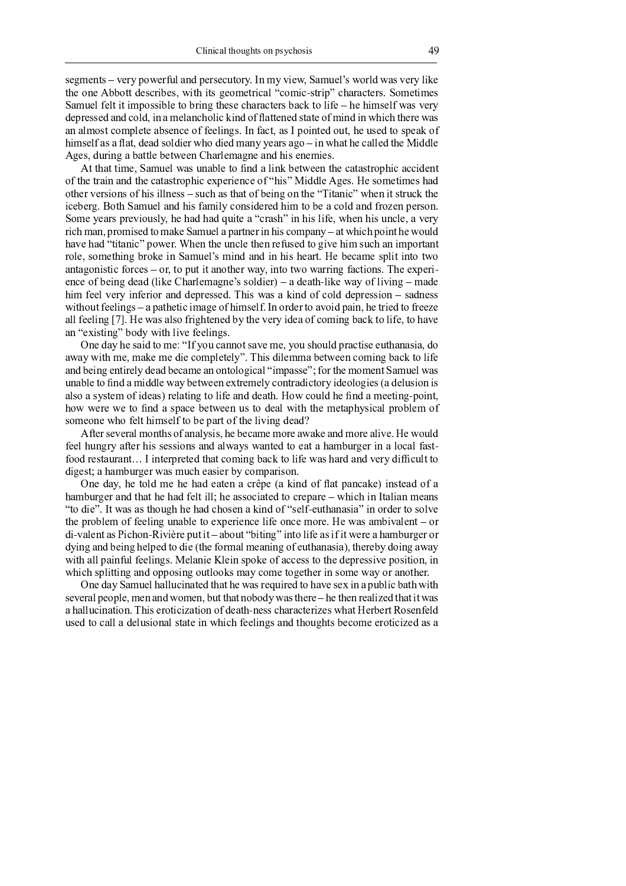segments – very powerful and persecutory. In my view, Samuel's world was very like the one Abbott describes, with its geometrical "comic-strip" characters. Sometimes Samuel felt it impossible to bring these characters back to life – he himself was very depressed and cold, in a melancholic kind of flattened state of mind in which there was an almost complete absence of feelings. In fact, as I pointed out, he used to speak of himself as a flat, dead soldier who died many years ago – in what he called the Middle Ages, during a battle between Charlemagne and his enemies.

At that time, Samuel was unable to find a link between the catastrophic accident of the train and the catastrophic experience of "his" Middle Ages. He sometimes had other versions of his illness – such as that of being on the "Titanic" when it struck the iceberg. Both Samuel and his family considered him to be a cold and frozen person. Some years previously, he had had quite a "crash" in his life, when his uncle, a very rich man, promised to make Samuel a partner in his company – at which point he would have had "titanic" power. When the uncle then refused to give him such an important role, something broke in Samuel's mind and in his heart. He became split into two antagonistic forces – or, to put it another way, into two warring factions. The experience of being dead (like Charlemagne's soldier) – a death-like way of living – made him feel very inferior and depressed. This was a kind of cold depression – sadness without feelings – a pathetic image of himself. In order to avoid pain, he tried to freeze all feeling [7]. He was also frightened by the very idea of coming back to life, to have an "existing" body with live feelings.

One day he said to me: "If you cannot save me, you should practise euthanasia, do away with me, make me die completely". This dilemma between coming back to life and being entirely dead became an ontological "impasse"; for the moment Samuel was unable to find a middle way between extremely contradictory ideologies (a delusion is also a system of ideas) relating to life and death. How could he find a meeting-point, how were we to find a space between us to deal with the metaphysical problem of someone who felt himself to be part of the living dead?

After several months of analysis, he became more awake and more alive. He would feel hungry after his sessions and always wanted to eat a hamburger in a local fast-food restaurant… I interpreted that coming back to life was hard and very difficult to digest; a hamburger was much easier by comparison.

One day, he told me he had eaten a crêpe (a kind of flat pancake) instead of a hamburger and that he had felt ill; he associated to crepare – which in Italian means "to die". It was as though he had chosen a kind of "self-euthanasia" in order to solve the problem of feeling unable to experience life once more. He was ambivalent – or di-valent as Pichon-Rivière put it – about "biting" into life as if it were a hamburger or dying and being helped to die (the formal meaning of euthanasia), thereby doing away with all painful feelings. Melanie Klein spoke of access to the depressive position, in which splitting and opposing outlooks may come together in some way or another.

One day Samuel hallucinated that he was required to have sex in a public bath with several people, men and women, but that nobody was there – he then realized that it was a hallucination. This eroticization of death-ness characterizes what Herbert Rosenfeld used to call a delusional state in which feelings and thoughts become eroticized as a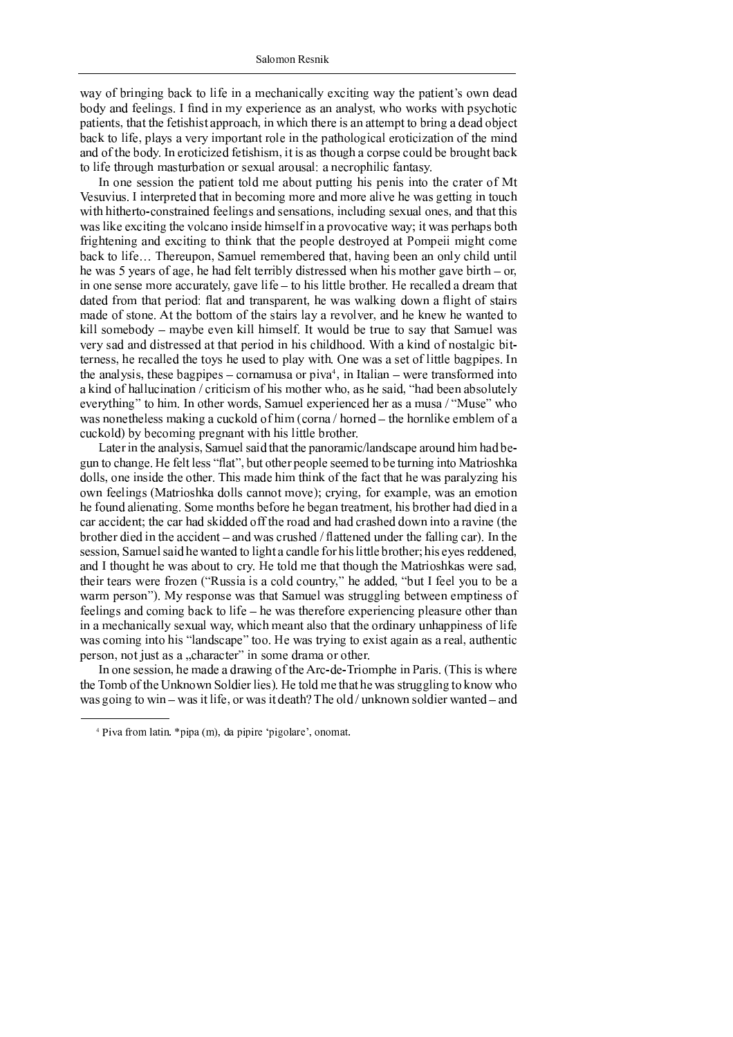way of bringing back to life in a mechanically exciting way the patient's own dead body and feelings. I find in my experience as an analyst, who works with psychotic patients, that the fetishist approach, in which there is an attempt to bring a dead object back to life, plays a very important role in the pathological eroticization of the mind and of the body. In eroticized fetishism, it is as though a corpse could be brought back to life through masturbation or sexual arousal: a necrophilic fantasy.

In one session the patient told me about putting his penis into the crater of Mt Vesuvius. I interpreted that in becoming more and more alive he was getting in touch with hitherto-constrained feelings and sensations, including sexual ones, and that this was like exciting the volcano inside himself in a provocative way; it was perhaps both frightening and exciting to think that the people destroyed at Pompeii might come back to life… Thereupon, Samuel remembered that, having been an only child until he was 5 years of age, he had felt terribly distressed when his mother gave birth – or, in one sense more accurately, gave life – to his little brother. He recalled a dream that dated from that period: flat and transparent, he was walking down a flight of stairs made of stone. At the bottom of the stairs lay a revolver, and he knew he wanted to kill somebody – maybe even kill himself. It would be true to say that Samuel was very sad and distressed at that period in his childhood. With a kind of nostalgic bitterness, he recalled the toys he used to play with. One was a set of little bagpipes. In the analysis, these bagpipes – cornamusa or piva[4], in Italian – were transformed into a kind of hallucination / criticism of his mother who, as he said, "had been absolutely everything" to him. In other words, Samuel experienced her as a musa / "Muse" who was nonetheless making a cuckold of him (corna / horned – the hornlike emblem of a cuckold) by becoming pregnant with his little brother.

Later in the analysis, Samuel said that the panoramic/landscape around him had begun to change. He felt less "flat", but other people seemed to be turning into Matrioshka dolls, one inside the other. This made him think of the fact that he was paralyzing his own feelings (Matrioshka dolls cannot move); crying, for example, was an emotion he found alienating. Some months before he began treatment, his brother had died in a car accident; the car had skidded off the road and had crashed down into a ravine (the brother died in the accident – and was crushed / flattened under the falling car). In the session, Samuel said he wanted to light a candle for his little brother; his eyes reddened, and I thought he was about to cry. He told me that though the Matrioshkas were sad, their tears were frozen ("Russia is a cold country," he added, "but I feel you to be a warm person"). My response was that Samuel was struggling between emptiness of feelings and coming back to life – he was therefore experiencing pleasure other than in a mechanically sexual way, which meant also that the ordinary unhappiness of life was coming into his "landscape" too. He was trying to exist again as a real, authentic person, not just as a „character" in some drama or other.

In one session, he made a drawing of the Arc-de-Triomphe in Paris. (This is where the Tomb of the Unknown Soldier lies). He told me that he was struggling to know who was going to win – was it life, or was it death? The old / unknown soldier wanted – and

[4] Piva from latin. *pipa (m), da pipire 'pigolare', onomat.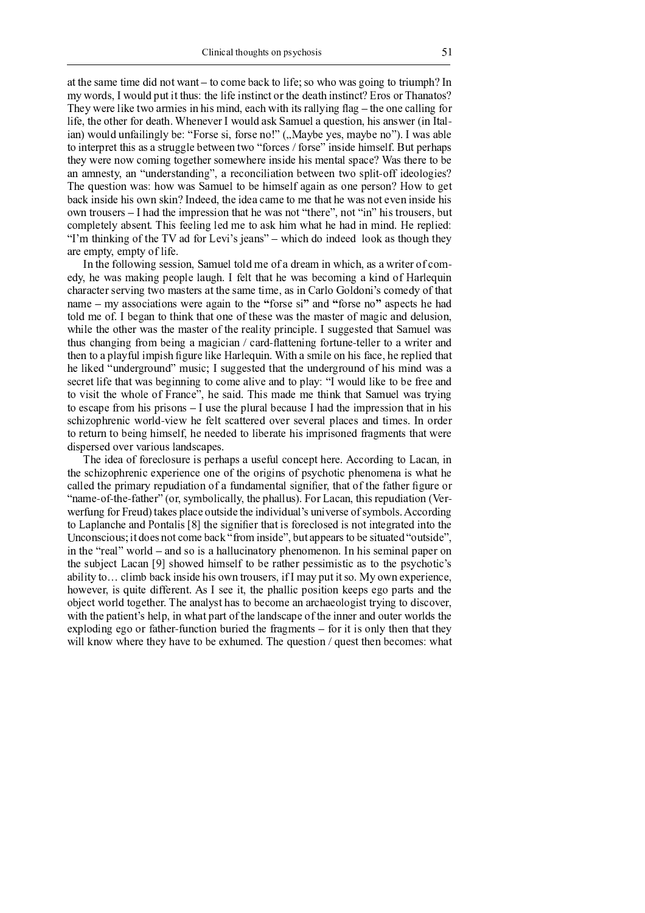at the same time did not want – to come back to life; so who was going to triumph? In my words, I would put it thus: the life instinct or the death instinct? Eros or Thanatos? They were like two armies in his mind, each with its rallying flag – the one calling for life, the other for death. Whenever I would ask Samuel a question, his answer (in Italian) would unfailingly be: "Forse si, forse no!" („Maybe yes, maybe no"). I was able to interpret this as a struggle between two "forces / forse" inside himself. But perhaps they were now coming together somewhere inside his mental space? Was there to be an amnesty, an "understanding", a reconciliation between two split-off ideologies? The question was: how was Samuel to be himself again as one person? How to get back inside his own skin? Indeed, the idea came to me that he was not even inside his own trousers – I had the impression that he was not "there", not "in" his trousers, but completely absent. This feeling led me to ask him what he had in mind. He replied: "I'm thinking of the TV ad for Levi's jeans" – which do indeed look as though they are empty, empty of life.

In the following session, Samuel told me of a dream in which, as a writer of comedy, he was making people laugh. I felt that he was becoming a kind of Harlequin character serving two masters at the same time, as in Carlo Goldoni's comedy of that name – my associations were again to the **"**forse si**"** and **"**forse no**"** aspects he had told me of. I began to think that one of these was the master of magic and delusion, while the other was the master of the reality principle. I suggested that Samuel was thus changing from being a magician / card-flattening fortune-teller to a writer and then to a playful impish figure like Harlequin. With a smile on his face, he replied that he liked "underground" music; I suggested that the underground of his mind was a secret life that was beginning to come alive and to play: "I would like to be free and to visit the whole of France", he said. This made me think that Samuel was trying to escape from his prisons – I use the plural because I had the impression that in his schizophrenic world-view he felt scattered over several places and times. In order to return to being himself, he needed to liberate his imprisoned fragments that were dispersed over various landscapes.

The idea of foreclosure is perhaps a useful concept here. According to Lacan, in the schizophrenic experience one of the origins of psychotic phenomena is what he called the primary repudiation of a fundamental signifier, that of the father figure or "name-of-the-father" (or, symbolically, the phallus). For Lacan, this repudiation (Verwerfung for Freud) takes place outside the individual's universe of symbols. According to Laplanche and Pontalis [8] the signifier that is foreclosed is not integrated into the Unconscious; it does not come back "from inside", but appears to be situated "outside", in the "real" world – and so is a hallucinatory phenomenon. In his seminal paper on the subject Lacan [9] showed himself to be rather pessimistic as to the psychotic's ability to… climb back inside his own trousers, if I may put it so. My own experience, however, is quite different. As I see it, the phallic position keeps ego parts and the object world together. The analyst has to become an archaeologist trying to discover, with the patient's help, in what part of the landscape of the inner and outer worlds the exploding ego or father-function buried the fragments – for it is only then that they will know where they have to be exhumed. The question / quest then becomes: what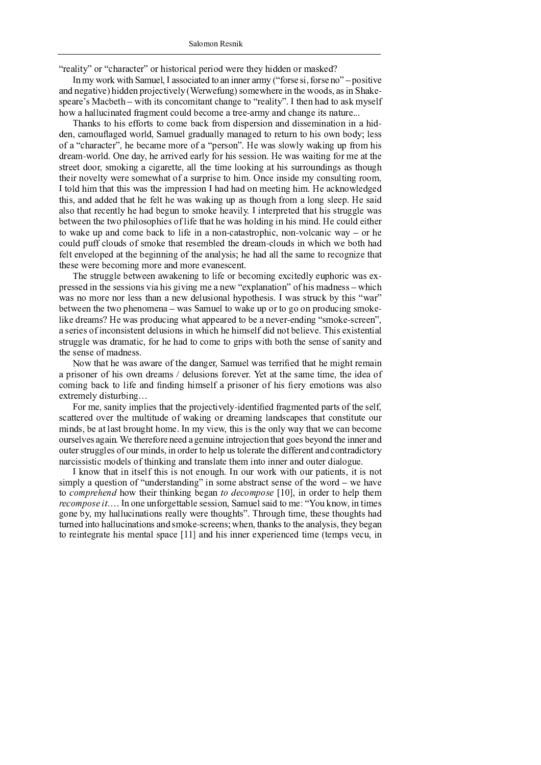"reality" or "character" or historical period were they hidden or masked?

In my work with Samuel, I associated to an inner army ("forse si, forse no" – positive and negative) hidden projectively (Werwefung) somewhere in the woods, as in Shakespeare's Macbeth – with its concomitant change to "reality". I then had to ask myself how a hallucinated fragment could become a tree-army and change its nature...

Thanks to his efforts to come back from dispersion and dissemination in a hidden, camouflaged world, Samuel gradually managed to return to his own body; less of a "character", he became more of a "person". He was slowly waking up from his dream-world. One day, he arrived early for his session. He was waiting for me at the street door, smoking a cigarette, all the time looking at his surroundings as though their novelty were somewhat of a surprise to him. Once inside my consulting room, I told him that this was the impression I had had on meeting him. He acknowledged this, and added that he felt he was waking up as though from a long sleep. He said also that recently he had begun to smoke heavily. I interpreted that his struggle was between the two philosophies of life that he was holding in his mind. He could either to wake up and come back to life in a non-catastrophic, non-volcanic way – or he could puff clouds of smoke that resembled the dream-clouds in which we both had felt enveloped at the beginning of the analysis; he had all the same to recognize that these were becoming more and more evanescent.

The struggle between awakening to life or becoming excitedly euphoric was expressed in the sessions via his giving me a new "explanation" of his madness – which was no more nor less than a new delusional hypothesis. I was struck by this "war" between the two phenomena – was Samuel to wake up or to go on producing smoke-like dreams? He was producing what appeared to be a never-ending "smoke-screen", a series of inconsistent delusions in which he himself did not believe. This existential struggle was dramatic, for he had to come to grips with both the sense of sanity and the sense of madness.

Now that he was aware of the danger, Samuel was terrified that he might remain a prisoner of his own dreams / delusions forever. Yet at the same time, the idea of coming back to life and finding himself a prisoner of his fiery emotions was also extremely disturbing…

For me, sanity implies that the projectively-identified fragmented parts of the self, scattered over the multitude of waking or dreaming landscapes that constitute our minds, be at last brought home. In my view, this is the only way that we can become ourselves again. We therefore need a genuine introjection that goes beyond the inner and outer struggles of our minds, in order to help us tolerate the different and contradictory narcissistic models of thinking and translate them into inner and outer dialogue.

I know that in itself this is not enough. In our work with our patients, it is not simply a question of "understanding" in some abstract sense of the word – we have to *comprehend* how their thinking began *to decompose* [10], in order to help them *recompose it*…. In one unforgettable session, Samuel said to me: "You know, in times gone by, my hallucinations really were thoughts". Through time, these thoughts had turned into hallucinations and smoke-screens; when, thanks to the analysis, they began to reintegrate his mental space [11] and his inner experienced time (temps vecu, in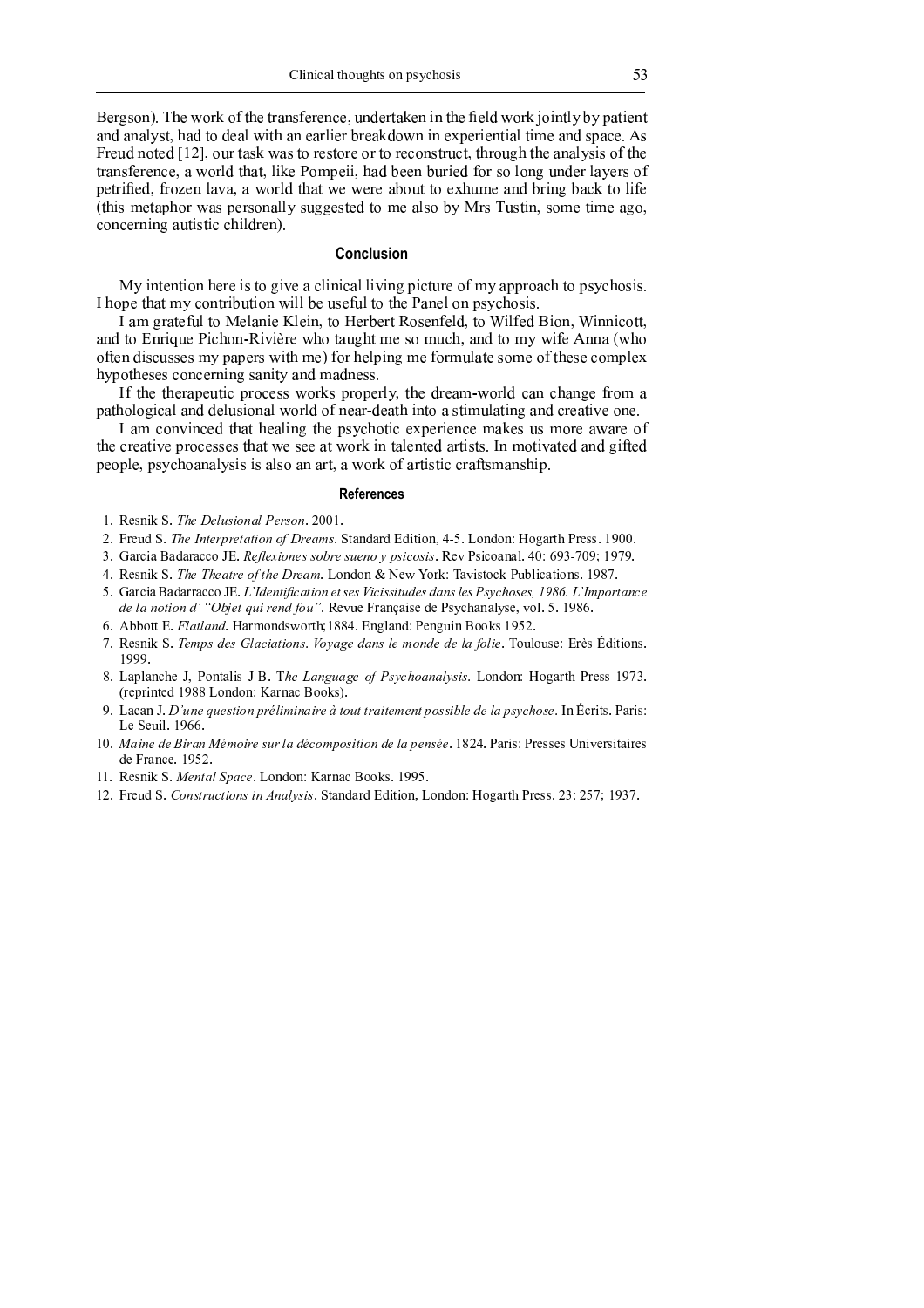Bergson). The work of the transference, undertaken in the field work jointly by patient and analyst, had to deal with an earlier breakdown in experiential time and space. As Freud noted [12], our task was to restore or to reconstruct, through the analysis of the transference, a world that, like Pompeii, had been buried for so long under layers of petrified, frozen lava, a world that we were about to exhume and bring back to life (this metaphor was personally suggested to me also by Mrs Tustin, some time ago, concerning autistic children).

## Conclusion

My intention here is to give a clinical living picture of my approach to psychosis. I hope that my contribution will be useful to the Panel on psychosis.

I am grateful to Melanie Klein, to Herbert Rosenfeld, to Wilfed Bion, Winnicott, and to Enrique Pichon-Rivière who taught me so much, and to my wife Anna (who often discusses my papers with me) for helping me formulate some of these complex hypotheses concerning sanity and madness.

If the therapeutic process works properly, the dream-world can change from a pathological and delusional world of near-death into a stimulating and creative one.

I am convinced that healing the psychotic experience makes us more aware of the creative processes that we see at work in talented artists. In motivated and gifted people, psychoanalysis is also an art, a work of artistic craftsmanship.

## References

1. Resnik S. *The Delusional Person*. 2001.
2. Freud S. *The Interpretation of Dreams*. Standard Edition, 4-5. London: Hogarth Press. 1900.
3. Garcia Badaracco JE. *Reflexiones sobre sueno y psicosis*. Rev Psicoanal. 40: 693-709; 1979.
4. Resnik S. *The Theatre of the Dream*. London & New York: Tavistock Publications. 1987.
5. Garcia Badarracco JE. *L'Identification et ses Vicissitudes dans les Psychoses, 1986. L'Importance de la notion d' "Objet qui rend fou"*. Revue Française de Psychanalyse, vol. 5. 1986.
6. Abbott E. *Flatland*. Harmondsworth;1884. England: Penguin Books 1952.
7. Resnik S. *Temps des Glaciations. Voyage dans le monde de la folie*. Toulouse: Erès Éditions. 1999.
8. Laplanche J, Pontalis J-B. T*he Language of Psychoanalysis*. London: Hogarth Press 1973. (reprinted 1988 London: Karnac Books).
9. Lacan J. *D'une question préliminaire à tout traitement possible de la psychose*. In Écrits. Paris: Le Seuil. 1966.
10. *Maine de Biran Mémoire sur la décomposition de la pensée*. 1824. Paris: Presses Universitaires de France. 1952.
11. Resnik S. *Mental Space*. London: Karnac Books. 1995.
12. Freud S. *Constructions in Analysis*. Standard Edition, London: Hogarth Press. 23: 257; 1937.